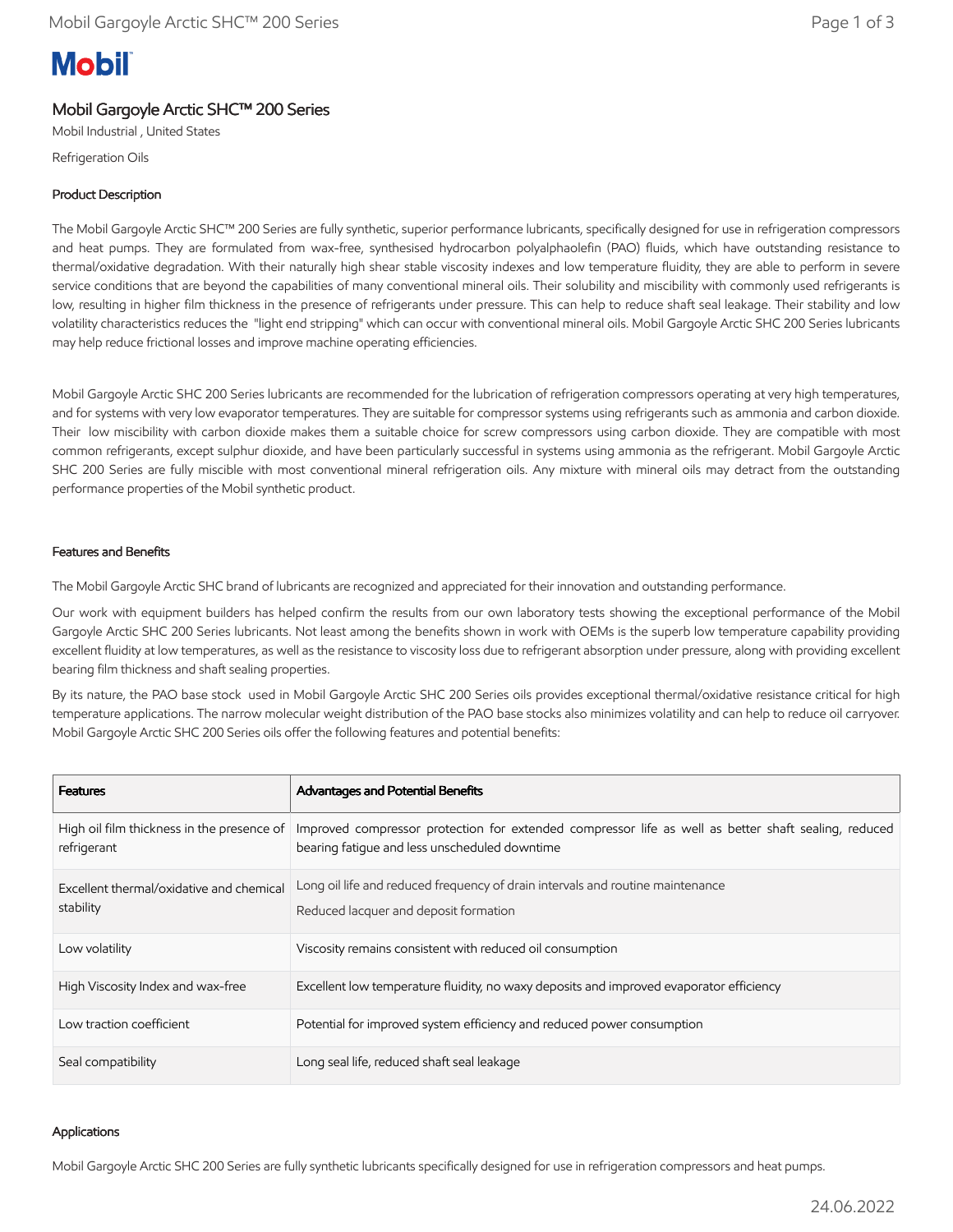# Mobil Gargoyle Arctic SHC™ 200 Series

Mobil Industrial , United States

Refrigeration Oils

## Product Description

The Mobil Gargoyle Arctic SHC™ 200 Series are fully synthetic, superior performance lubricants, specifically designed for use in refrigeration compressors and heat pumps. They are formulated from wax-free, synthesised hydrocarbon polyalphaolefin (PAO) fluids, which have outstanding resistance to thermal/oxidative degradation. With their naturally high shear stable viscosity indexes and low temperature fluidity, they are able to perform in severe service conditions that are beyond the capabilities of many conventional mineral oils. Their solubility and miscibility with commonly used refrigerants is low, resulting in higher film thickness in the presence of refrigerants under pressure. This can help to reduce shaft seal leakage. Their stability and low volatility characteristics reduces the "light end stripping" which can occur with conventional mineral oils. Mobil Gargoyle Arctic SHC 200 Series lubricants may help reduce frictional losses and improve machine operating efficiencies.

Mobil Gargoyle Arctic SHC 200 Series lubricants are recommended for the lubrication of refrigeration compressors operating at very high temperatures, and for systems with very low evaporator temperatures. They are suitable for compressor systems using refrigerants such as ammonia and carbon dioxide. Their low miscibility with carbon dioxide makes them a suitable choice for screw compressors using carbon dioxide. They are compatible with most common refrigerants, except sulphur dioxide, and have been particularly successful in systems using ammonia as the refrigerant. Mobil Gargoyle Arctic SHC 200 Series are fully miscible with most conventional mineral refrigeration oils. Any mixture with mineral oils may detract from the outstanding performance properties of the Mobil synthetic product.

## Features and Benefits

The Mobil Gargoyle Arctic SHC brand of lubricants are recognized and appreciated for their innovation and outstanding performance.

Our work with equipment builders has helped confirm the results from our own laboratory tests showing the exceptional performance of the Mobil Gargoyle Arctic SHC 200 Series lubricants. Not least among the benefits shown in work with OEMs is the superb low temperature capability providing excellent fluidity at low temperatures, as well as the resistance to viscosity loss due to refrigerant absorption under pressure, along with providing excellent bearing film thickness and shaft sealing properties.

By its nature, the PAO base stock used in Mobil Gargoyle Arctic SHC 200 Series oils provides exceptional thermal/oxidative resistance critical for high temperature applications. The narrow molecular weight distribution of the PAO base stocks also minimizes volatility and can help to reduce oil carryover. Mobil Gargoyle Arctic SHC 200 Series oils offer the following features and potential benefits:

| Features | Advantages and Potential Benefits |
|---|---|
| High oil film thickness in the presence of refrigerant | Improved compressor protection for extended compressor life as well as better shaft sealing, reduced bearing fatigue and less unscheduled downtime |
| Excellent thermal/oxidative and chemical stability | Long oil life and reduced frequency of drain intervals and routine maintenance<br>Reduced lacquer and deposit formation |
| Low volatility | Viscosity remains consistent with reduced oil consumption |
| High Viscosity Index and wax-free | Excellent low temperature fluidity, no waxy deposits and improved evaporator efficiency |
| Low traction coefficient | Potential for improved system efficiency and reduced power consumption |
| Seal compatibility | Long seal life, reduced shaft seal leakage |

## Applications

Mobil Gargoyle Arctic SHC 200 Series are fully synthetic lubricants specifically designed for use in refrigeration compressors and heat pumps.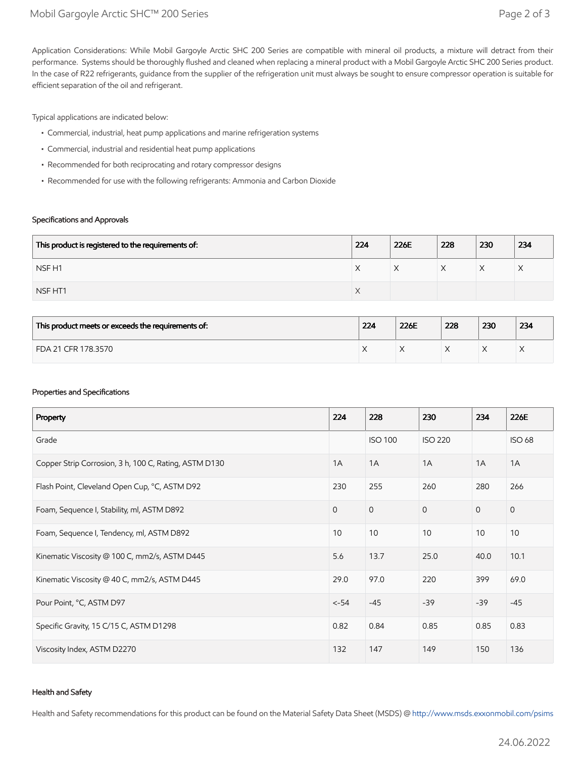Application Considerations: While Mobil Gargoyle Arctic SHC 200 Series are compatible with mineral oil products, a mixture will detract from their performance. Systems should be thoroughly flushed and cleaned when replacing a mineral product with a Mobil Gargoyle Arctic SHC 200 Series product. In the case of R22 refrigerants, guidance from the supplier of the refrigeration unit must always be sought to ensure compressor operation is suitable for efficient separation of the oil and refrigerant.

Typical applications are indicated below:

- Commercial, industrial, heat pump applications and marine refrigeration systems
- Commercial, industrial and residential heat pump applications
- Recommended for both reciprocating and rotary compressor designs
- Recommended for use with the following refrigerants: Ammonia and Carbon Dioxide

### Specifications and Approvals

| This product is registered to the requirements of: | 224 | 226E | 228 | 230 | 234 |
|---|---|---|---|---|---|
| NSF H1 | X | X | X | X | X |
| NSF HT1 | X | | | | |

| This product meets or exceeds the requirements of: | 224 | 226E | 228 | 230 | 234 |
|---|---|---|---|---|---|
| FDA 21 CFR 178.3570 | X | X | X | X | X |

### Properties and Specifications

| Property | 224 | 228 | 230 | 234 | 226E |
|---|---|---|---|---|---|
| Grade | | ISO 100 | ISO 220 | | ISO 68 |
| Copper Strip Corrosion, 3 h, 100 C, Rating, ASTM D130 | 1A | 1A | 1A | 1A | 1A |
| Flash Point, Cleveland Open Cup, °C, ASTM D92 | 230 | 255 | 260 | 280 | 266 |
| Foam, Sequence I, Stability, ml, ASTM D892 | 0 | 0 | 0 | 0 | 0 |
| Foam, Sequence I, Tendency, ml, ASTM D892 | 10 | 10 | 10 | 10 | 10 |
| Kinematic Viscosity @ 100 C, mm2/s, ASTM D445 | 5.6 | 13.7 | 25.0 | 40.0 | 10.1 |
| Kinematic Viscosity @ 40 C, mm2/s, ASTM D445 | 29.0 | 97.0 | 220 | 399 | 69.0 |
| Pour Point, °C, ASTM D97 | <-54 | -45 | -39 | -39 | -45 |
| Specific Gravity, 15 C/15 C, ASTM D1298 | 0.82 | 0.84 | 0.85 | 0.85 | 0.83 |
| Viscosity Index, ASTM D2270 | 132 | 147 | 149 | 150 | 136 |

### Health and Safety

Health and Safety recommendations for this product can be found on the Material Safety Data Sheet (MSDS) @ http://www.msds.exxonmobil.com/psims

24.06.2022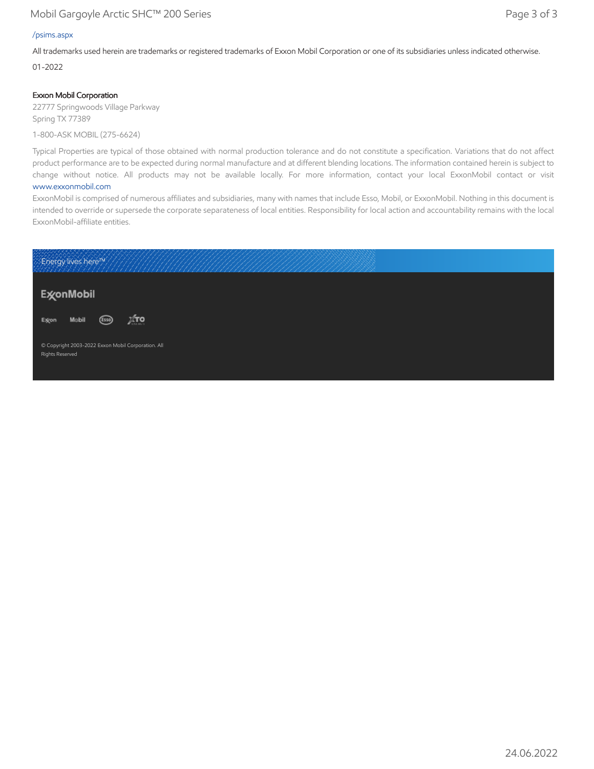/psims.aspx

All trademarks used herein are trademarks or registered trademarks of Exxon Mobil Corporation or one of its subsidiaries unless indicated otherwise.

01-2022

**Exxon Mobil Corporation**

22777 Springwoods Village Parkway
Spring TX 77389

1-800-ASK MOBIL (275-6624)

Typical Properties are typical of those obtained with normal production tolerance and do not constitute a specification. Variations that do not affect product performance are to be expected during normal manufacture and at different blending locations. The information contained herein is subject to change without notice. All products may not be available locally. For more information, contact your local ExxonMobil contact or visit www.exxonmobil.com

ExxonMobil is comprised of numerous affiliates and subsidiaries, many with names that include Esso, Mobil, or ExxonMobil. Nothing in this document is intended to override or supersede the corporate separateness of local entities. Responsibility for local action and accountability remains with the local ExxonMobil-affiliate entities.

Energy lives here™

ExxonMobil

Exxon Mobil Esso XTO

© Copyright 2003-2022 Exxon Mobil Corporation. All Rights Reserved

24.06.2022